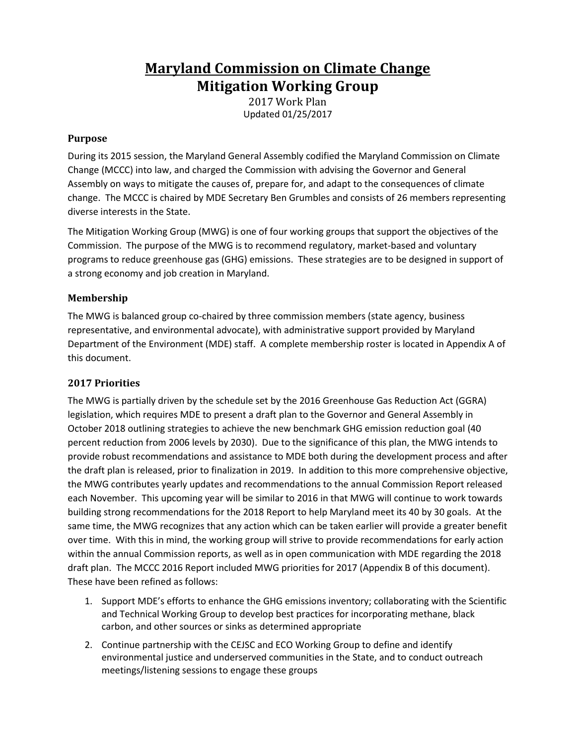# Maryland Commission on Climate Change
# Mitigation Working Group

2017 Work Plan
Updated 01/25/2017

## Purpose

During its 2015 session, the Maryland General Assembly codified the Maryland Commission on Climate Change (MCCC) into law, and charged the Commission with advising the Governor and General Assembly on ways to mitigate the causes of, prepare for, and adapt to the consequences of climate change. The MCCC is chaired by MDE Secretary Ben Grumbles and consists of 26 members representing diverse interests in the State.

The Mitigation Working Group (MWG) is one of four working groups that support the objectives of the Commission. The purpose of the MWG is to recommend regulatory, market-based and voluntary programs to reduce greenhouse gas (GHG) emissions. These strategies are to be designed in support of a strong economy and job creation in Maryland.

## Membership

The MWG is balanced group co-chaired by three commission members (state agency, business representative, and environmental advocate), with administrative support provided by Maryland Department of the Environment (MDE) staff. A complete membership roster is located in Appendix A of this document.

## 2017 Priorities

The MWG is partially driven by the schedule set by the 2016 Greenhouse Gas Reduction Act (GGRA) legislation, which requires MDE to present a draft plan to the Governor and General Assembly in October 2018 outlining strategies to achieve the new benchmark GHG emission reduction goal (40 percent reduction from 2006 levels by 2030). Due to the significance of this plan, the MWG intends to provide robust recommendations and assistance to MDE both during the development process and after the draft plan is released, prior to finalization in 2019. In addition to this more comprehensive objective, the MWG contributes yearly updates and recommendations to the annual Commission Report released each November. This upcoming year will be similar to 2016 in that MWG will continue to work towards building strong recommendations for the 2018 Report to help Maryland meet its 40 by 30 goals. At the same time, the MWG recognizes that any action which can be taken earlier will provide a greater benefit over time. With this in mind, the working group will strive to provide recommendations for early action within the annual Commission reports, as well as in open communication with MDE regarding the 2018 draft plan. The MCCC 2016 Report included MWG priorities for 2017 (Appendix B of this document). These have been refined as follows:

1. Support MDE's efforts to enhance the GHG emissions inventory; collaborating with the Scientific and Technical Working Group to develop best practices for incorporating methane, black carbon, and other sources or sinks as determined appropriate
2. Continue partnership with the CEJSC and ECO Working Group to define and identify environmental justice and underserved communities in the State, and to conduct outreach meetings/listening sessions to engage these groups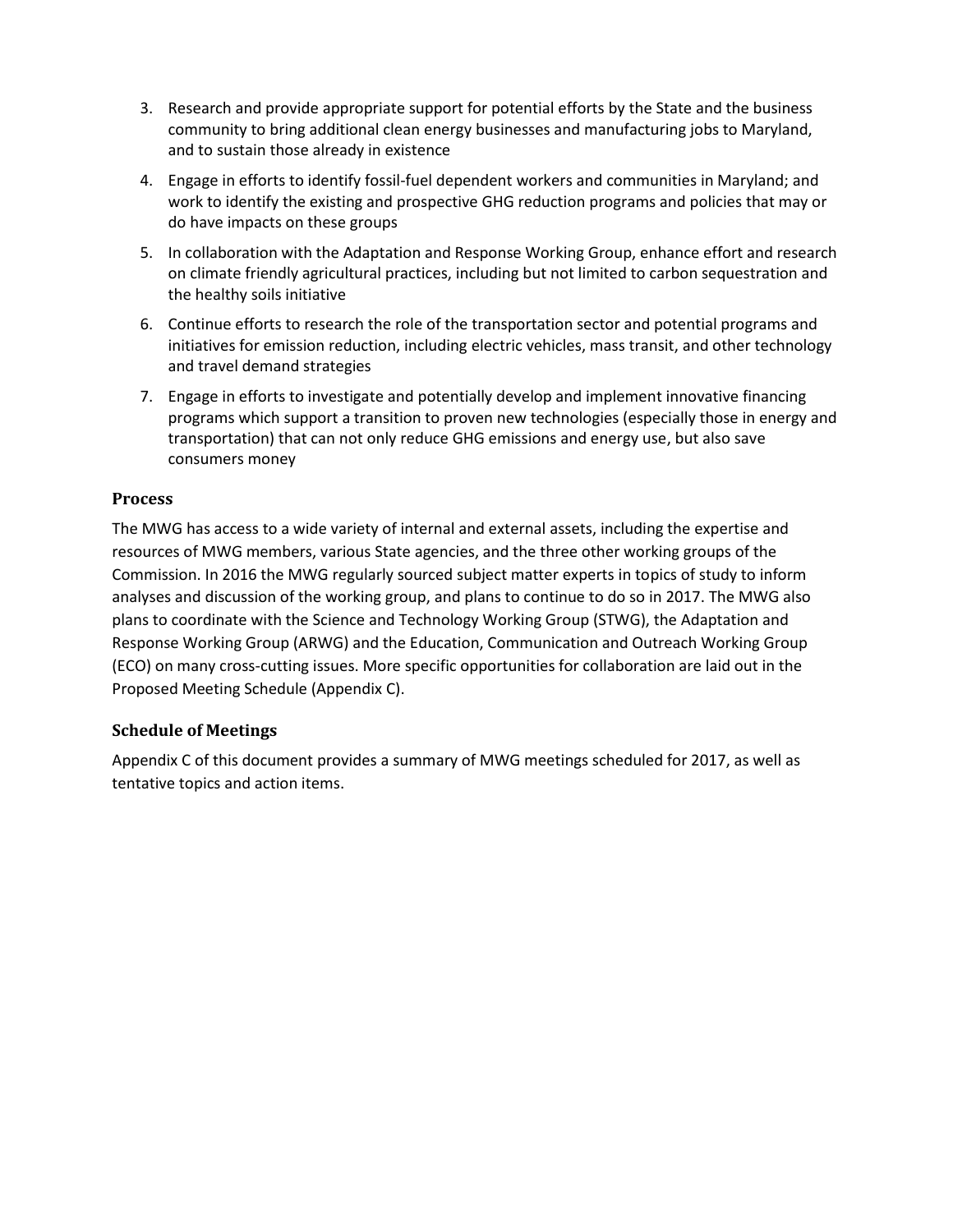3. Research and provide appropriate support for potential efforts by the State and the business community to bring additional clean energy businesses and manufacturing jobs to Maryland, and to sustain those already in existence
4. Engage in efforts to identify fossil-fuel dependent workers and communities in Maryland; and work to identify the existing and prospective GHG reduction programs and policies that may or do have impacts on these groups
5. In collaboration with the Adaptation and Response Working Group, enhance effort and research on climate friendly agricultural practices, including but not limited to carbon sequestration and the healthy soils initiative
6. Continue efforts to research the role of the transportation sector and potential programs and initiatives for emission reduction, including electric vehicles, mass transit, and other technology and travel demand strategies
7. Engage in efforts to investigate and potentially develop and implement innovative financing programs which support a transition to proven new technologies (especially those in energy and transportation) that can not only reduce GHG emissions and energy use, but also save consumers money

## Process

The MWG has access to a wide variety of internal and external assets, including the expertise and resources of MWG members, various State agencies, and the three other working groups of the Commission. In 2016 the MWG regularly sourced subject matter experts in topics of study to inform analyses and discussion of the working group, and plans to continue to do so in 2017. The MWG also plans to coordinate with the Science and Technology Working Group (STWG), the Adaptation and Response Working Group (ARWG) and the Education, Communication and Outreach Working Group (ECO) on many cross-cutting issues. More specific opportunities for collaboration are laid out in the Proposed Meeting Schedule (Appendix C).

## Schedule of Meetings

Appendix C of this document provides a summary of MWG meetings scheduled for 2017, as well as tentative topics and action items.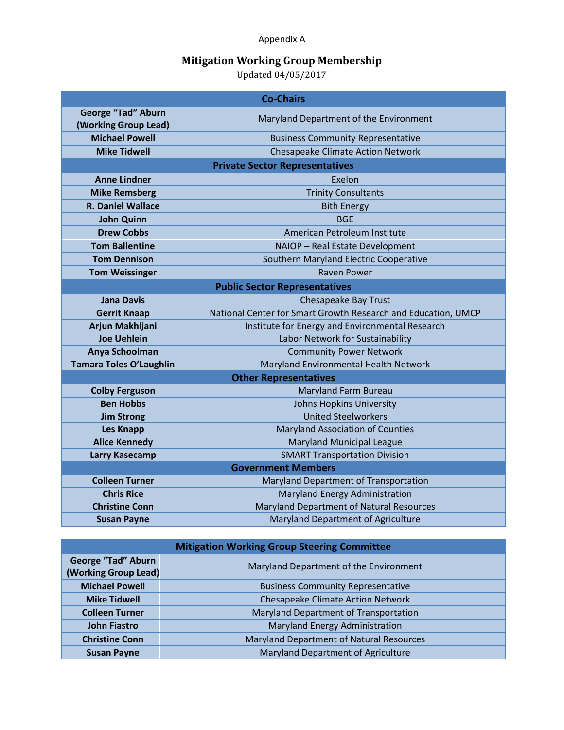Appendix A

## Mitigation Working Group Membership

Updated 04/05/2017

| Co-Chairs | |
|---|---|
| **George "Tad" Aburn (Working Group Lead)** | Maryland Department of the Environment |
| **Michael Powell** | Business Community Representative |
| **Mike Tidwell** | Chesapeake Climate Action Network |
| **Private Sector Representatives** | |
| **Anne Lindner** | Exelon |
| **Mike Remsberg** | Trinity Consultants |
| **R. Daniel Wallace** | Bith Energy |
| **John Quinn** | BGE |
| **Drew Cobbs** | American Petroleum Institute |
| **Tom Ballentine** | NAIOP – Real Estate Development |
| **Tom Dennison** | Southern Maryland Electric Cooperative |
| **Tom Weissinger** | Raven Power |
| **Public Sector Representatives** | |
| **Jana Davis** | Chesapeake Bay Trust |
| **Gerrit Knaap** | National Center for Smart Growth Research and Education, UMCP |
| **Arjun Makhijani** | Institute for Energy and Environmental Research |
| **Joe Uehlein** | Labor Network for Sustainability |
| **Anya Schoolman** | Community Power Network |
| **Tamara Toles O'Laughlin** | Maryland Environmental Health Network |
| **Other Representatives** | |
| **Colby Ferguson** | Maryland Farm Bureau |
| **Ben Hobbs** | Johns Hopkins University |
| **Jim Strong** | United Steelworkers |
| **Les Knapp** | Maryland Association of Counties |
| **Alice Kennedy** | Maryland Municipal League |
| **Larry Kasecamp** | SMART Transportation Division |
| **Government Members** | |
| **Colleen Turner** | Maryland Department of Transportation |
| **Chris Rice** | Maryland Energy Administration |
| **Christine Conn** | Maryland Department of Natural Resources |
| **Susan Payne** | Maryland Department of Agriculture |

| Mitigation Working Group Steering Committee | |
|---|---|
| **George "Tad" Aburn (Working Group Lead)** | Maryland Department of the Environment |
| **Michael Powell** | Business Community Representative |
| **Mike Tidwell** | Chesapeake Climate Action Network |
| **Colleen Turner** | Maryland Department of Transportation |
| **John Fiastro** | Maryland Energy Administration |
| **Christine Conn** | Maryland Department of Natural Resources |
| **Susan Payne** | Maryland Department of Agriculture |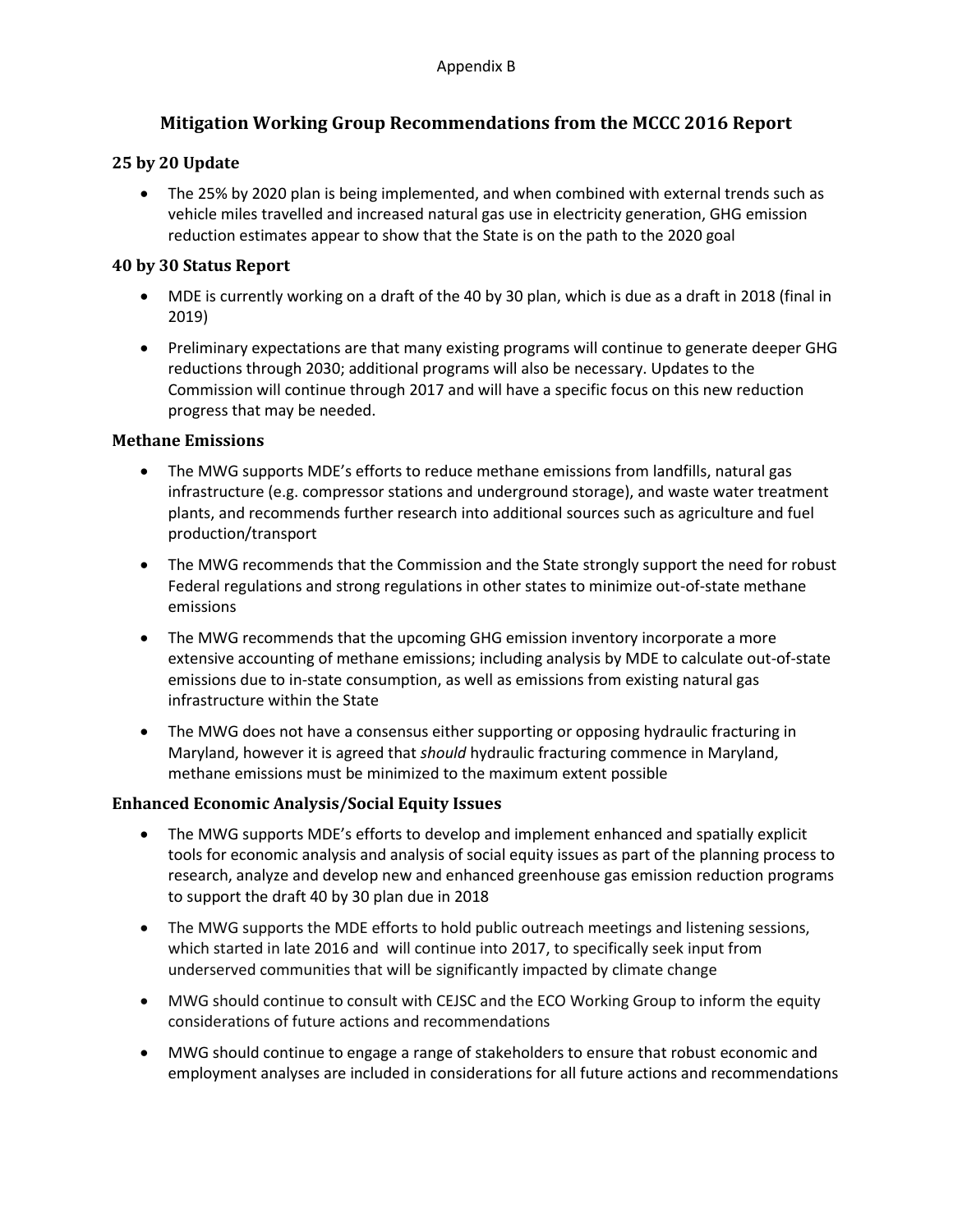Appendix B

# Mitigation Working Group Recommendations from the MCCC 2016 Report

## 25 by 20 Update

- The 25% by 2020 plan is being implemented, and when combined with external trends such as vehicle miles travelled and increased natural gas use in electricity generation, GHG emission reduction estimates appear to show that the State is on the path to the 2020 goal

## 40 by 30 Status Report

- MDE is currently working on a draft of the 40 by 30 plan, which is due as a draft in 2018 (final in 2019)
- Preliminary expectations are that many existing programs will continue to generate deeper GHG reductions through 2030; additional programs will also be necessary. Updates to the Commission will continue through 2017 and will have a specific focus on this new reduction progress that may be needed.

## Methane Emissions

- The MWG supports MDE's efforts to reduce methane emissions from landfills, natural gas infrastructure (e.g. compressor stations and underground storage), and waste water treatment plants, and recommends further research into additional sources such as agriculture and fuel production/transport
- The MWG recommends that the Commission and the State strongly support the need for robust Federal regulations and strong regulations in other states to minimize out-of-state methane emissions
- The MWG recommends that the upcoming GHG emission inventory incorporate a more extensive accounting of methane emissions; including analysis by MDE to calculate out-of-state emissions due to in-state consumption, as well as emissions from existing natural gas infrastructure within the State
- The MWG does not have a consensus either supporting or opposing hydraulic fracturing in Maryland, however it is agreed that *should* hydraulic fracturing commence in Maryland, methane emissions must be minimized to the maximum extent possible

## Enhanced Economic Analysis/Social Equity Issues

- The MWG supports MDE's efforts to develop and implement enhanced and spatially explicit tools for economic analysis and analysis of social equity issues as part of the planning process to research, analyze and develop new and enhanced greenhouse gas emission reduction programs to support the draft 40 by 30 plan due in 2018
- The MWG supports the MDE efforts to hold public outreach meetings and listening sessions, which started in late 2016 and will continue into 2017, to specifically seek input from underserved communities that will be significantly impacted by climate change
- MWG should continue to consult with CEJSC and the ECO Working Group to inform the equity considerations of future actions and recommendations
- MWG should continue to engage a range of stakeholders to ensure that robust economic and employment analyses are included in considerations for all future actions and recommendations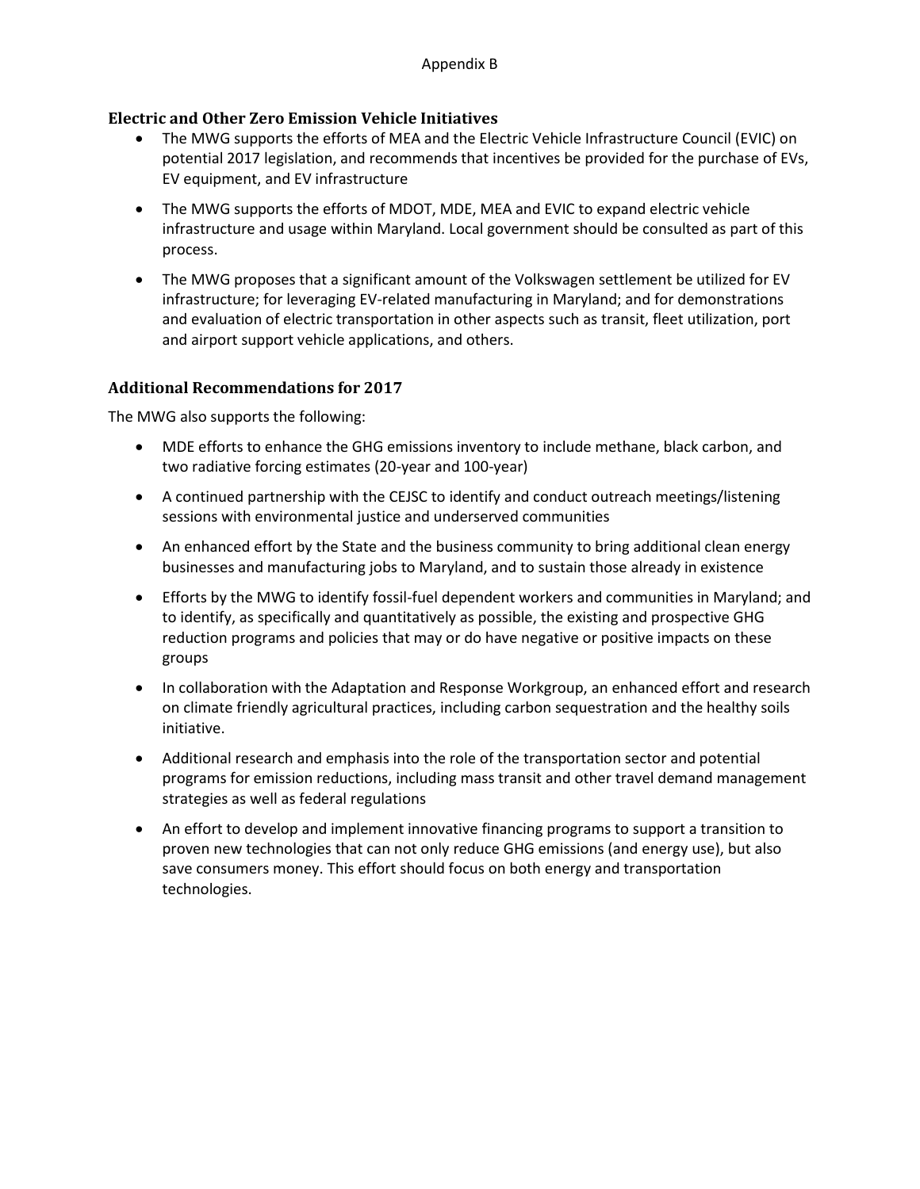### Electric and Other Zero Emission Vehicle Initiatives

- The MWG supports the efforts of MEA and the Electric Vehicle Infrastructure Council (EVIC) on potential 2017 legislation, and recommends that incentives be provided for the purchase of EVs, EV equipment, and EV infrastructure
- The MWG supports the efforts of MDOT, MDE, MEA and EVIC to expand electric vehicle infrastructure and usage within Maryland. Local government should be consulted as part of this process.
- The MWG proposes that a significant amount of the Volkswagen settlement be utilized for EV infrastructure; for leveraging EV-related manufacturing in Maryland; and for demonstrations and evaluation of electric transportation in other aspects such as transit, fleet utilization, port and airport support vehicle applications, and others.

### Additional Recommendations for 2017

The MWG also supports the following:

- MDE efforts to enhance the GHG emissions inventory to include methane, black carbon, and two radiative forcing estimates (20-year and 100-year)
- A continued partnership with the CEJSC to identify and conduct outreach meetings/listening sessions with environmental justice and underserved communities
- An enhanced effort by the State and the business community to bring additional clean energy businesses and manufacturing jobs to Maryland, and to sustain those already in existence
- Efforts by the MWG to identify fossil-fuel dependent workers and communities in Maryland; and to identify, as specifically and quantitatively as possible, the existing and prospective GHG reduction programs and policies that may or do have negative or positive impacts on these groups
- In collaboration with the Adaptation and Response Workgroup, an enhanced effort and research on climate friendly agricultural practices, including carbon sequestration and the healthy soils initiative.
- Additional research and emphasis into the role of the transportation sector and potential programs for emission reductions, including mass transit and other travel demand management strategies as well as federal regulations
- An effort to develop and implement innovative financing programs to support a transition to proven new technologies that can not only reduce GHG emissions (and energy use), but also save consumers money. This effort should focus on both energy and transportation technologies.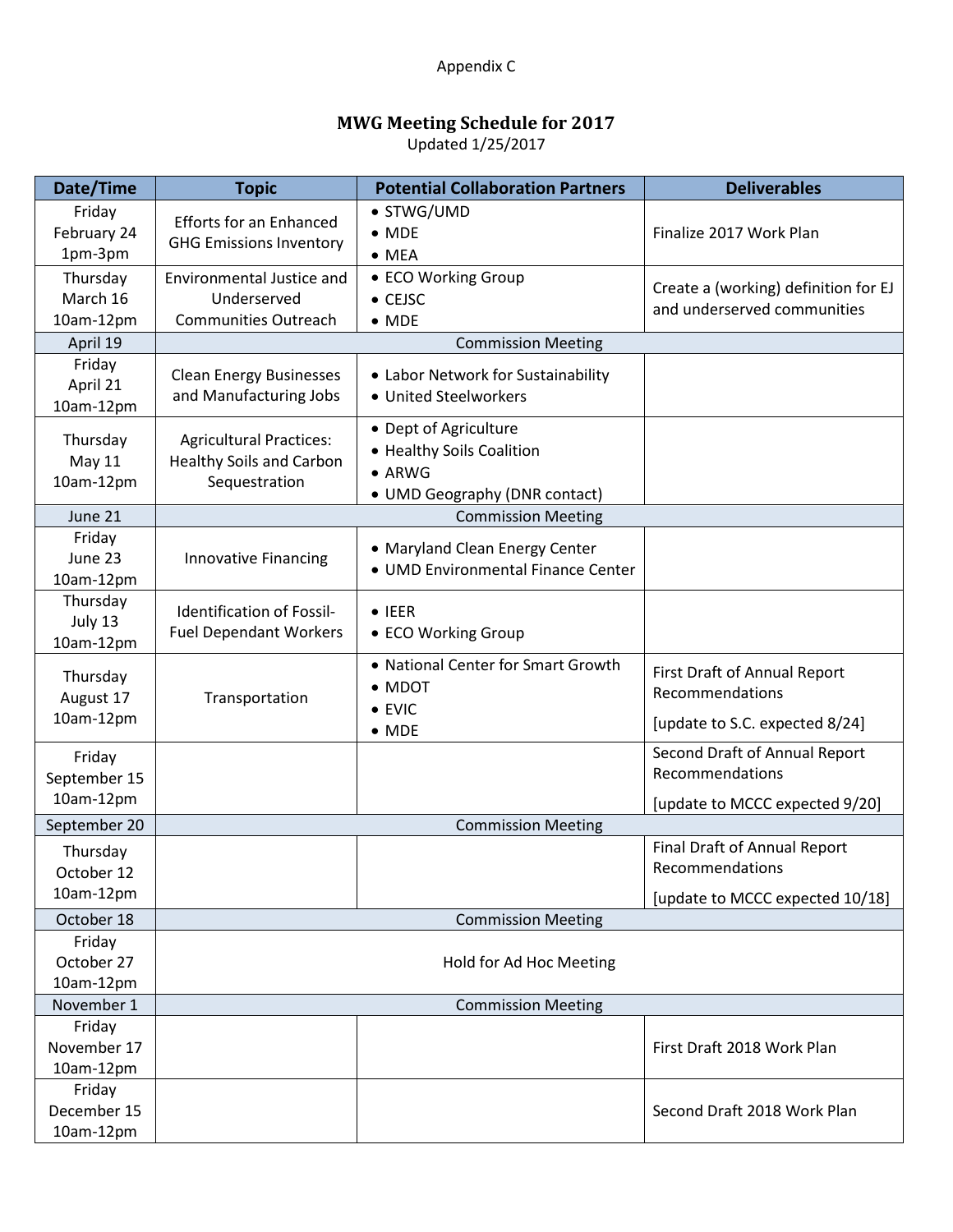Appendix C

## MWG Meeting Schedule for 2017

Updated 1/25/2017

| Date/Time | Topic | Potential Collaboration Partners | Deliverables |
|---|---|---|---|
| Friday February 24 1pm-3pm | Efforts for an Enhanced GHG Emissions Inventory | • STWG/UMD<br>• MDE<br>• MEA | Finalize 2017 Work Plan |
| Thursday March 16 10am-12pm | Environmental Justice and Underserved Communities Outreach | • ECO Working Group<br>• CEJSC<br>• MDE | Create a (working) definition for EJ and underserved communities |
| April 19 | Commission Meeting | | |
| Friday April 21 10am-12pm | Clean Energy Businesses and Manufacturing Jobs | • Labor Network for Sustainability<br>• United Steelworkers | |
| Thursday May 11 10am-12pm | Agricultural Practices: Healthy Soils and Carbon Sequestration | • Dept of Agriculture<br>• Healthy Soils Coalition<br>• ARWG<br>• UMD Geography (DNR contact) | |
| June 21 | Commission Meeting | | |
| Friday June 23 10am-12pm | Innovative Financing | • Maryland Clean Energy Center<br>• UMD Environmental Finance Center | |
| Thursday July 13 10am-12pm | Identification of Fossil-Fuel Dependant Workers | • IEER<br>• ECO Working Group | |
| Thursday August 17 10am-12pm | Transportation | • National Center for Smart Growth<br>• MDOT<br>• EVIC<br>• MDE | First Draft of Annual Report Recommendations<br>[update to S.C. expected 8/24] |
| Friday September 15 10am-12pm | | | Second Draft of Annual Report Recommendations<br>[update to MCCC expected 9/20] |
| September 20 | Commission Meeting | | |
| Thursday October 12 10am-12pm | | | Final Draft of Annual Report Recommendations<br>[update to MCCC expected 10/18] |
| October 18 | Commission Meeting | | |
| Friday October 27 10am-12pm | Hold for Ad Hoc Meeting | | |
| November 1 | Commission Meeting | | |
| Friday November 17 10am-12pm | | | First Draft 2018 Work Plan |
| Friday December 15 10am-12pm | | | Second Draft 2018 Work Plan |